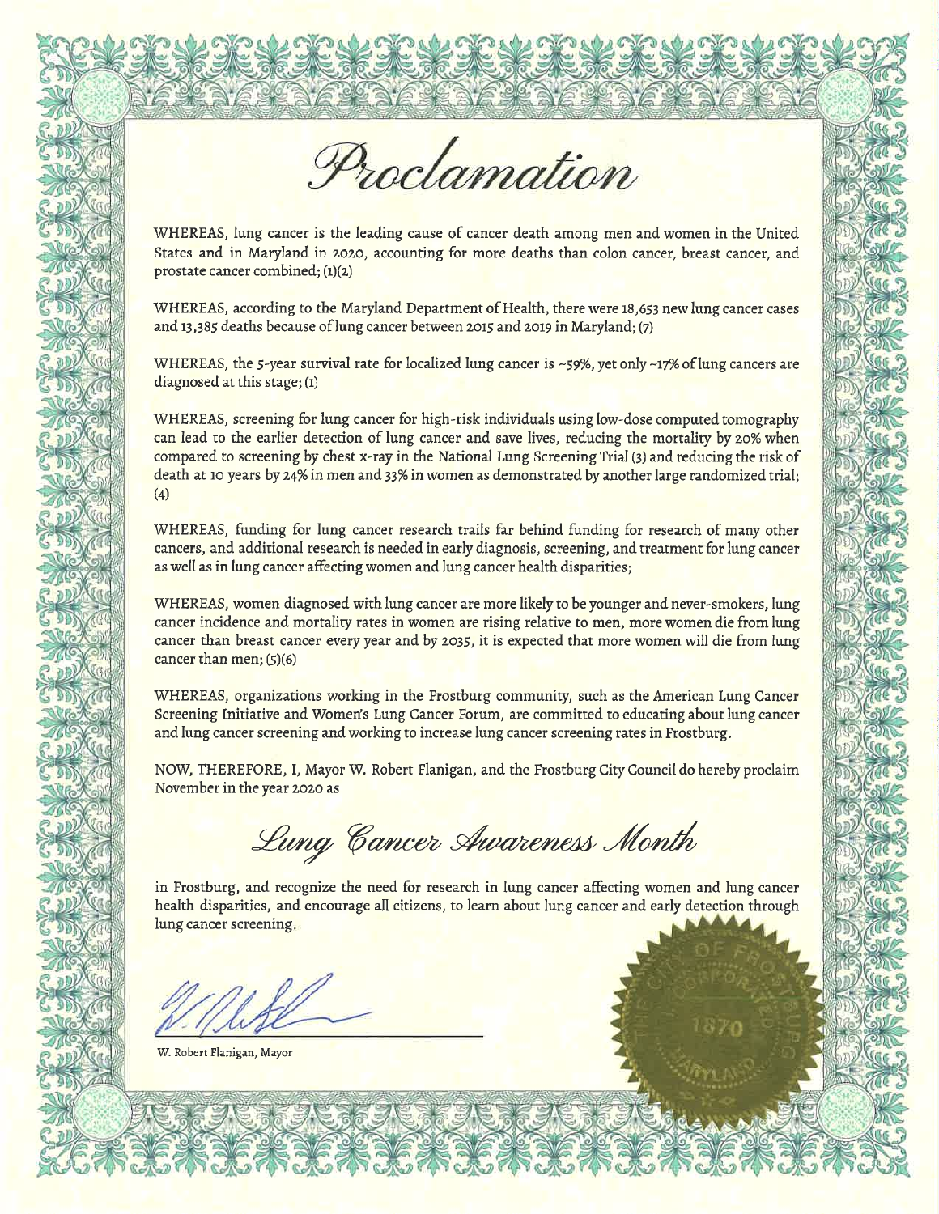# Proclamation

WHEREAS, lung cancer is the leading cause of cancer death among men and women in the United States and in Maryland in 2020, accounting for more deaths than colon cancer, breast cancer, and prostate cancer combined; (1)(2)

WHEREAS, according to the Maryland Department of Health, there were 18,653 new lung cancer cases and 13,385 deaths because of lung cancer between 2015 and 2019 in Maryland; (7)

WHEREAS, the 5-year survival rate for localized lung cancer is ~59%, yet only ~17% of lung cancers are diagnosed at this stage; (1)

WHEREAS, screening for lung cancer for high-risk individuals using low-dose computed tomography can lead to the earlier detection of lung cancer and save lives, reducing the mortality by 20% when compared to screening by chest x-ray in the National Lung Screening Trial (3) and reducing the risk of death at 10 years by 24% in men and 33% in women as demonstrated by another large randomized trial; (4)

WHEREAS, funding for lung cancer research trails far behind funding for research of many other cancers, and additional research is needed in early diagnosis, screening, and treatment for lung cancer as well as in lung cancer affecting women and lung cancer health disparities;

WHEREAS, women diagnosed with lung cancer are more likely to be younger and never-smokers, lung cancer incidence and mortality rates in women are rising relative to men, more women die from lung cancer than breast cancer every year and by 2035, it is expected that more women will die from lung cancer than men; (5)(6)

WHEREAS, organizations working in the Frostburg community, such as the American Lung Cancer Screening Initiative and Women's Lung Cancer Forum, are committed to educating about lung cancer and lung cancer screening and working to increase lung cancer screening rates in Frostburg.

NOW, THEREFORE, I, Mayor W. Robert Flanigan, and the Frostburg City Council do hereby proclaim November in the year 2020 as

## *Lung Cancer Awareness Month*

in Frostburg, and recognize the need for research in lung cancer affecting women and lung cancer health disparities, and encourage all citizens, to learn about lung cancer and early detection through lung cancer screening.

W. Robert Flanigan, Mayor

THE CITY OF FROSTBURG INCORPORATED 1870 MARYLAND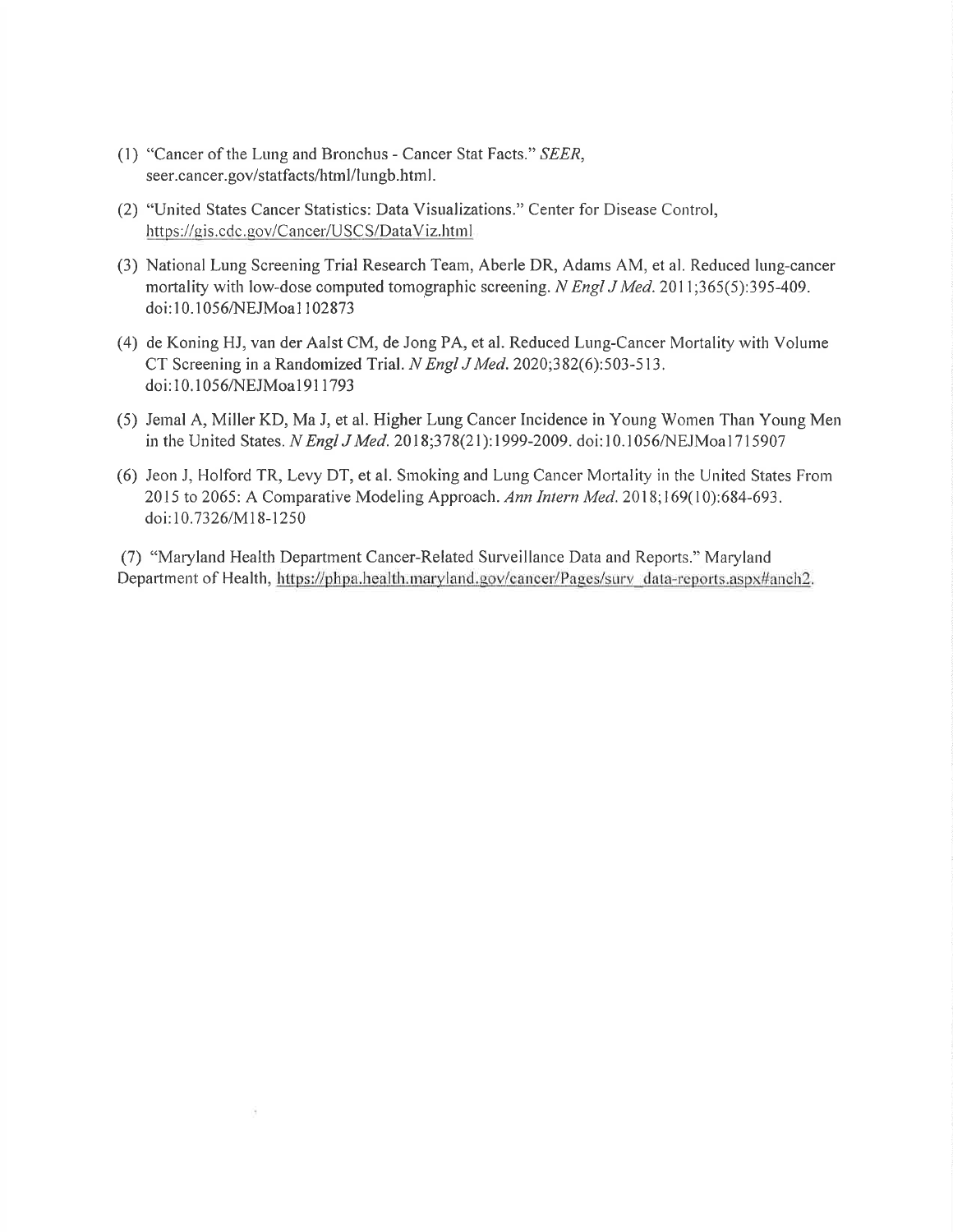(1) "Cancer of the Lung and Bronchus - Cancer Stat Facts." *SEER*, seer.cancer.gov/statfacts/html/lungb.html.

(2) "United States Cancer Statistics: Data Visualizations." Center for Disease Control, https://gis.cdc.gov/Cancer/USCS/DataViz.html

(3) National Lung Screening Trial Research Team, Aberle DR, Adams AM, et al. Reduced lung-cancer mortality with low-dose computed tomographic screening. *N Engl J Med.* 2011;365(5):395-409. doi:10.1056/NEJMoa1102873

(4) de Koning HJ, van der Aalst CM, de Jong PA, et al. Reduced Lung-Cancer Mortality with Volume CT Screening in a Randomized Trial. *N Engl J Med.* 2020;382(6):503-513. doi:10.1056/NEJMoa1911793

(5) Jemal A, Miller KD, Ma J, et al. Higher Lung Cancer Incidence in Young Women Than Young Men in the United States. *N Engl J Med.* 2018;378(21):1999-2009. doi:10.1056/NEJMoa1715907

(6) Jeon J, Holford TR, Levy DT, et al. Smoking and Lung Cancer Mortality in the United States From 2015 to 2065: A Comparative Modeling Approach. *Ann Intern Med.* 2018;169(10):684-693. doi:10.7326/M18-1250

(7) "Maryland Health Department Cancer-Related Surveillance Data and Reports." Maryland Department of Health, https://phpa.health.maryland.gov/cancer/Pages/surv_data-reports.aspx#anch2.